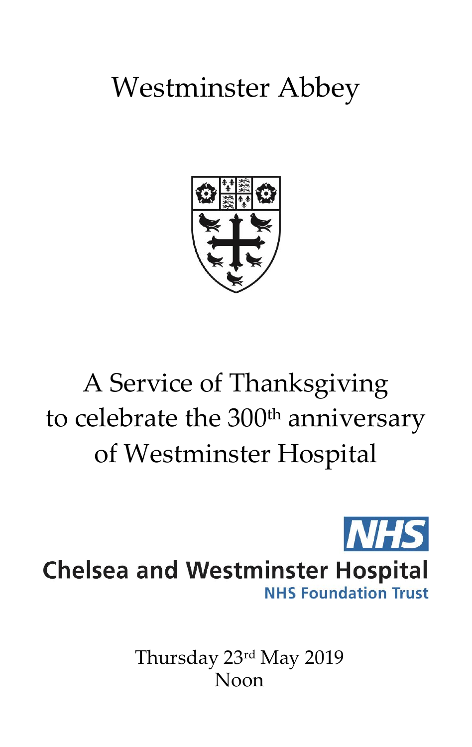# Westminster Abbey

## A Service of Thanksgiving to celebrate the 300th anniversary of Westminster Hospital

**NHS**

**Chelsea and Westminster Hospital**

**NHS Foundation Trust**

Thursday 23rd May 2019

Noon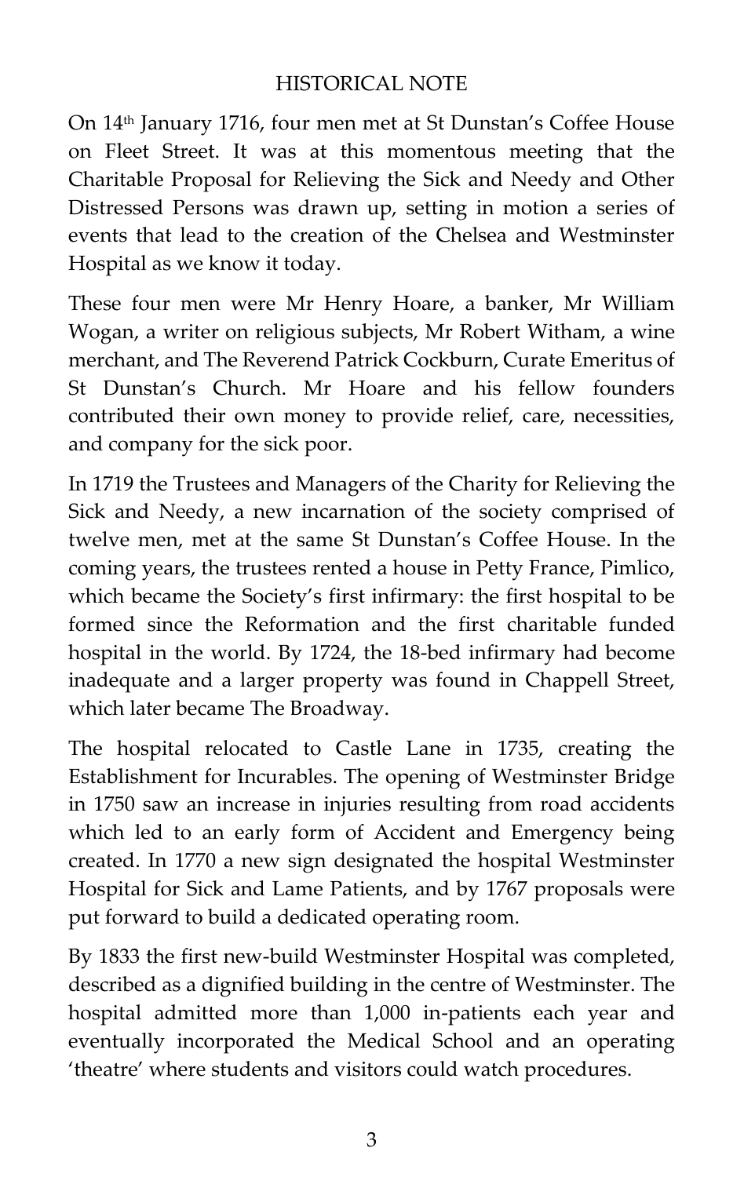## HISTORICAL NOTE

On 14th January 1716, four men met at St Dunstan's Coffee House on Fleet Street. It was at this momentous meeting that the Charitable Proposal for Relieving the Sick and Needy and Other Distressed Persons was drawn up, setting in motion a series of events that lead to the creation of the Chelsea and Westminster Hospital as we know it today.

These four men were Mr Henry Hoare, a banker, Mr William Wogan, a writer on religious subjects, Mr Robert Witham, a wine merchant, and The Reverend Patrick Cockburn, Curate Emeritus of St Dunstan's Church. Mr Hoare and his fellow founders contributed their own money to provide relief, care, necessities, and company for the sick poor.

In 1719 the Trustees and Managers of the Charity for Relieving the Sick and Needy, a new incarnation of the society comprised of twelve men, met at the same St Dunstan's Coffee House. In the coming years, the trustees rented a house in Petty France, Pimlico, which became the Society's first infirmary: the first hospital to be formed since the Reformation and the first charitable funded hospital in the world. By 1724, the 18-bed infirmary had become inadequate and a larger property was found in Chappell Street, which later became The Broadway.

The hospital relocated to Castle Lane in 1735, creating the Establishment for Incurables. The opening of Westminster Bridge in 1750 saw an increase in injuries resulting from road accidents which led to an early form of Accident and Emergency being created. In 1770 a new sign designated the hospital Westminster Hospital for Sick and Lame Patients, and by 1767 proposals were put forward to build a dedicated operating room.

By 1833 the first new-build Westminster Hospital was completed, described as a dignified building in the centre of Westminster. The hospital admitted more than 1,000 in-patients each year and eventually incorporated the Medical School and an operating 'theatre' where students and visitors could watch procedures.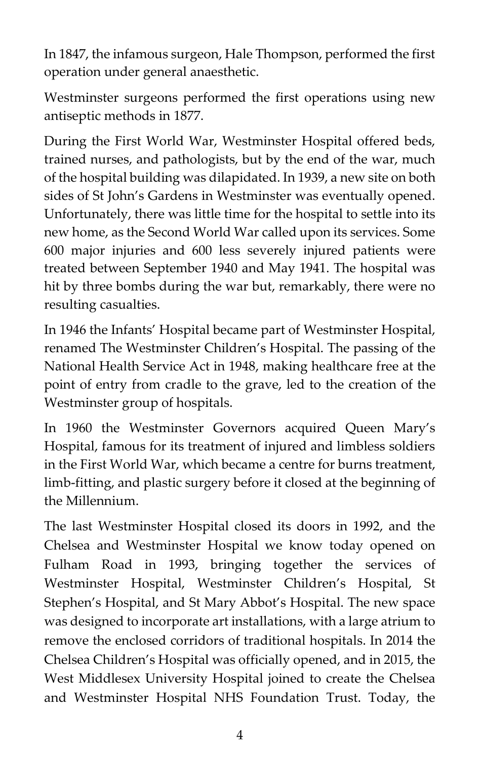In 1847, the infamous surgeon, Hale Thompson, performed the first operation under general anaesthetic.

Westminster surgeons performed the first operations using new antiseptic methods in 1877.

During the First World War, Westminster Hospital offered beds, trained nurses, and pathologists, but by the end of the war, much of the hospital building was dilapidated. In 1939, a new site on both sides of St John's Gardens in Westminster was eventually opened. Unfortunately, there was little time for the hospital to settle into its new home, as the Second World War called upon its services. Some 600 major injuries and 600 less severely injured patients were treated between September 1940 and May 1941. The hospital was hit by three bombs during the war but, remarkably, there were no resulting casualties.

In 1946 the Infants' Hospital became part of Westminster Hospital, renamed The Westminster Children's Hospital. The passing of the National Health Service Act in 1948, making healthcare free at the point of entry from cradle to the grave, led to the creation of the Westminster group of hospitals.

In 1960 the Westminster Governors acquired Queen Mary's Hospital, famous for its treatment of injured and limbless soldiers in the First World War, which became a centre for burns treatment, limb-fitting, and plastic surgery before it closed at the beginning of the Millennium.

The last Westminster Hospital closed its doors in 1992, and the Chelsea and Westminster Hospital we know today opened on Fulham Road in 1993, bringing together the services of Westminster Hospital, Westminster Children's Hospital, St Stephen's Hospital, and St Mary Abbot's Hospital. The new space was designed to incorporate art installations, with a large atrium to remove the enclosed corridors of traditional hospitals. In 2014 the Chelsea Children's Hospital was officially opened, and in 2015, the West Middlesex University Hospital joined to create the Chelsea and Westminster Hospital NHS Foundation Trust. Today, the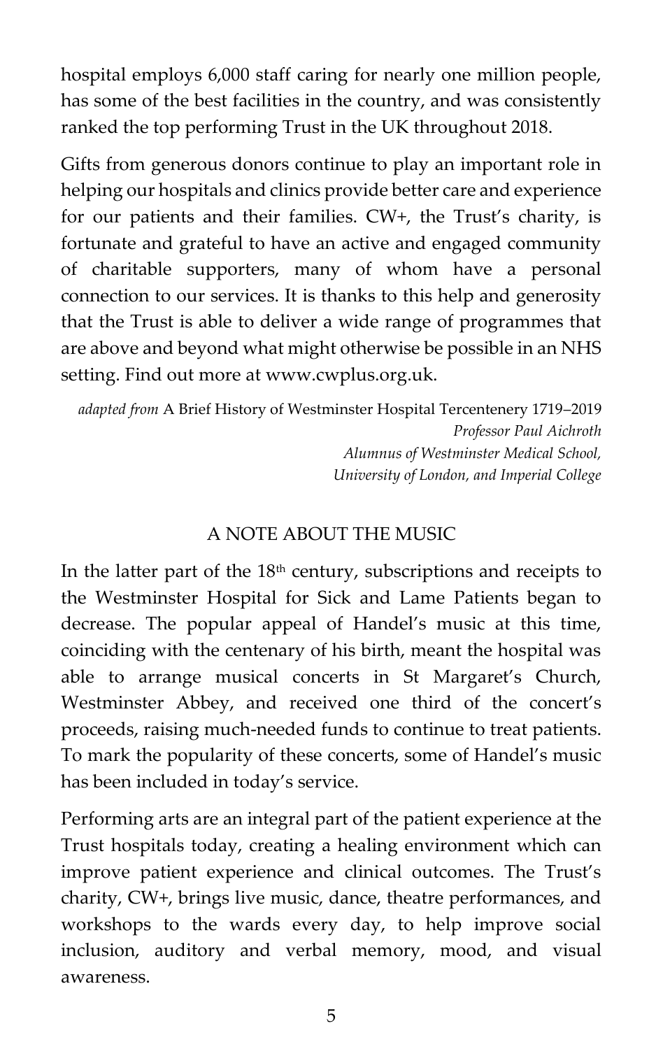hospital employs 6,000 staff caring for nearly one million people, has some of the best facilities in the country, and was consistently ranked the top performing Trust in the UK throughout 2018.

Gifts from generous donors continue to play an important role in helping our hospitals and clinics provide better care and experience for our patients and their families. CW+, the Trust's charity, is fortunate and grateful to have an active and engaged community of charitable supporters, many of whom have a personal connection to our services. It is thanks to this help and generosity that the Trust is able to deliver a wide range of programmes that are above and beyond what might otherwise be possible in an NHS setting. Find out more at www.cwplus.org.uk.

*adapted from* A Brief History of Westminster Hospital Tercentenery 1719–2019
*Professor Paul Aichroth*
*Alumnus of Westminster Medical School,*
*University of London, and Imperial College*

## A NOTE ABOUT THE MUSIC

In the latter part of the 18th century, subscriptions and receipts to the Westminster Hospital for Sick and Lame Patients began to decrease. The popular appeal of Handel's music at this time, coinciding with the centenary of his birth, meant the hospital was able to arrange musical concerts in St Margaret's Church, Westminster Abbey, and received one third of the concert's proceeds, raising much-needed funds to continue to treat patients. To mark the popularity of these concerts, some of Handel's music has been included in today's service.

Performing arts are an integral part of the patient experience at the Trust hospitals today, creating a healing environment which can improve patient experience and clinical outcomes. The Trust's charity, CW+, brings live music, dance, theatre performances, and workshops to the wards every day, to help improve social inclusion, auditory and verbal memory, mood, and visual awareness.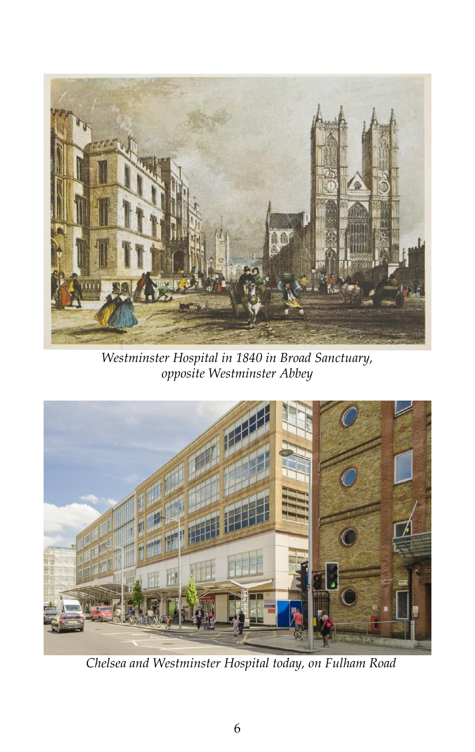*Westminster Hospital in 1840 in Broad Sanctuary, opposite Westminster Abbey*

*Chelsea and Westminster Hospital today, on Fulham Road*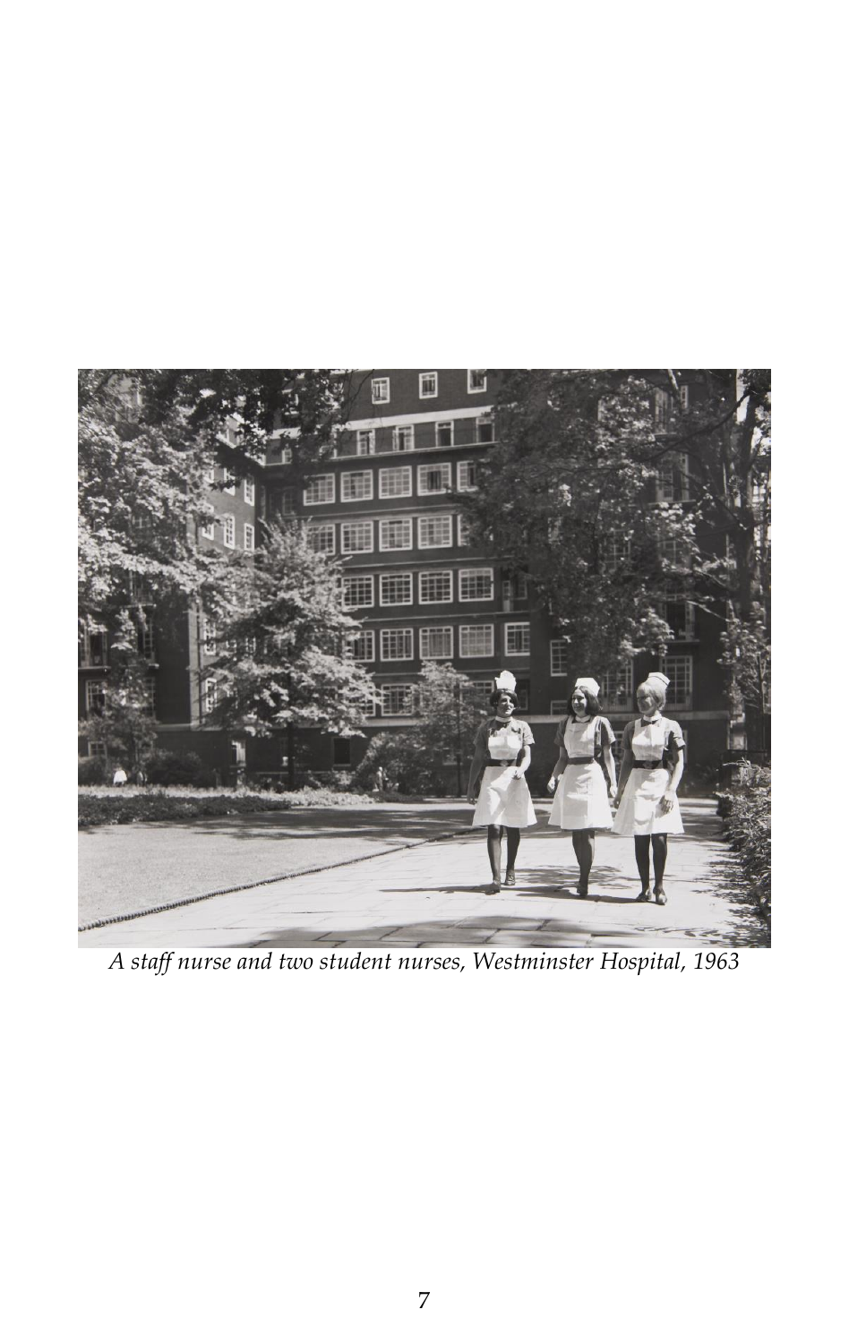*A staff nurse and two student nurses, Westminster Hospital, 1963*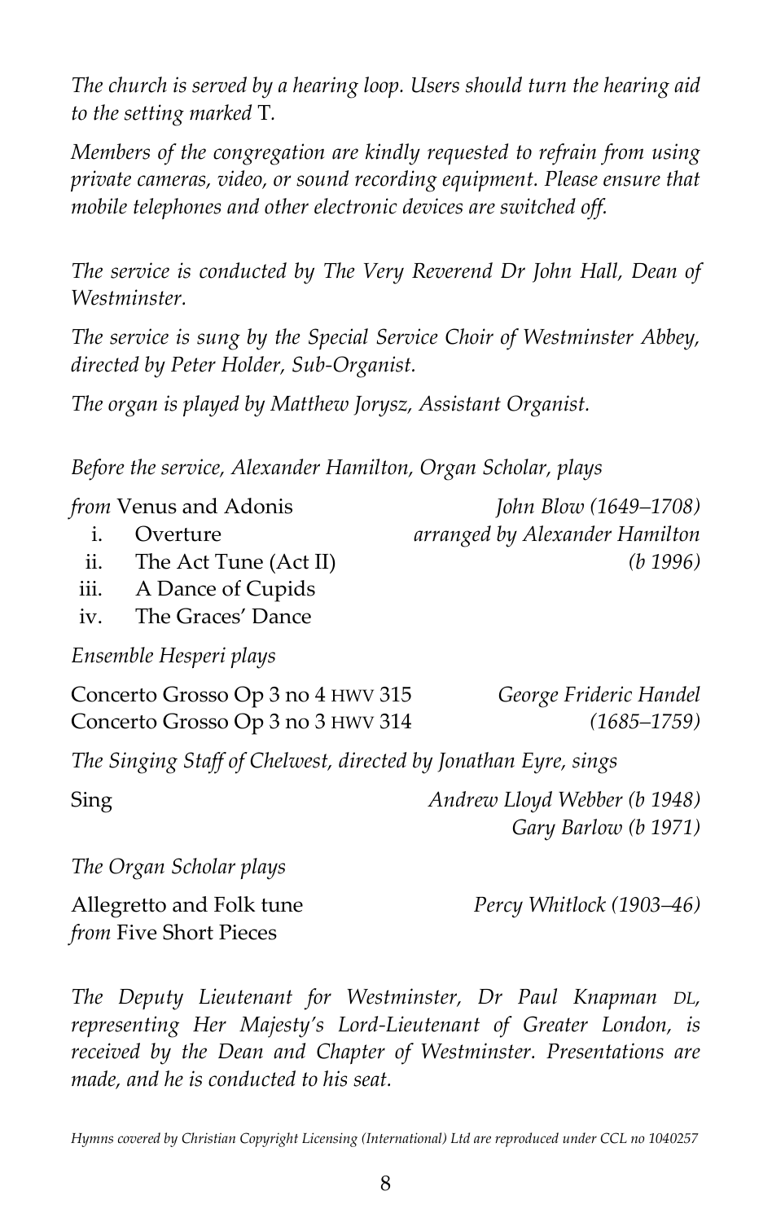*The church is served by a hearing loop. Users should turn the hearing aid to the setting marked* T*.*

*Members of the congregation are kindly requested to refrain from using private cameras, video, or sound recording equipment. Please ensure that mobile telephones and other electronic devices are switched off.*

*The service is conducted by The Very Reverend Dr John Hall, Dean of Westminster.*

*The service is sung by the Special Service Choir of Westminster Abbey, directed by Peter Holder, Sub-Organist.*

*The organ is played by Matthew Jorysz, Assistant Organist.*

*Before the service, Alexander Hamilton, Organ Scholar, plays*

*from* Venus and Adonis — *John Blow (1649–1708) arranged by Alexander Hamilton (b 1996)*

- i. Overture
- ii. The Act Tune (Act II)
- iii. A Dance of Cupids
- iv. The Graces' Dance

*Ensemble Hesperi plays*

Concerto Grosso Op 3 no 4 HWV 315
Concerto Grosso Op 3 no 3 HWV 314 — *George Frideric Handel (1685–1759)*

*The Singing Staff of Chelwest, directed by Jonathan Eyre, sings*

Sing — *Andrew Lloyd Webber (b 1948)* *Gary Barlow (b 1971)*

*The Organ Scholar plays*

Allegretto and Folk tune *from* Five Short Pieces — *Percy Whitlock (1903–46)*

*The Deputy Lieutenant for Westminster, Dr Paul Knapman DL, representing Her Majesty's Lord-Lieutenant of Greater London, is received by the Dean and Chapter of Westminster. Presentations are made, and he is conducted to his seat.*

*Hymns covered by Christian Copyright Licensing (International) Ltd are reproduced under CCL no 1040257*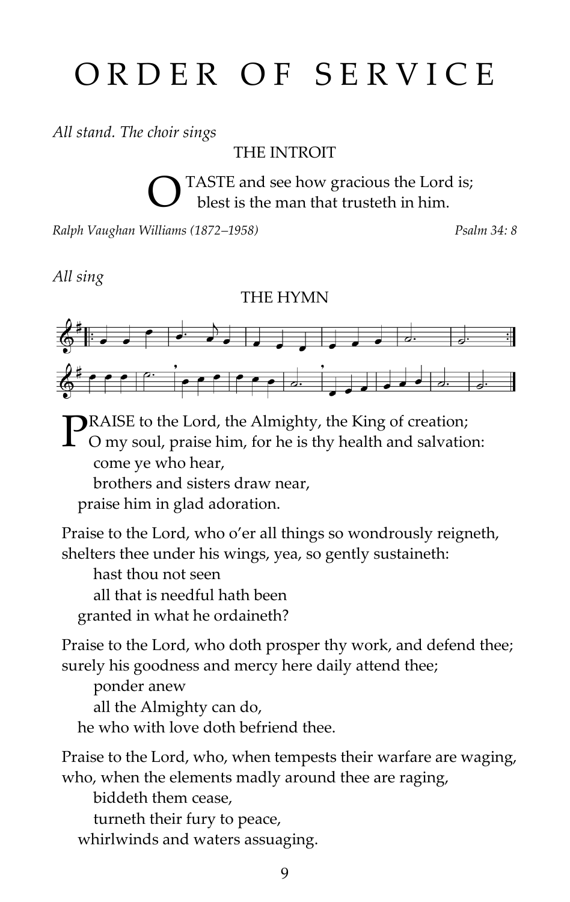# ORDER OF SERVICE

*All stand. The choir sings*

THE INTROIT

O TASTE and see how gracious the Lord is;
blest is the man that trusteth in him.

*Ralph Vaughan Williams (1872–1958)* — *Psalm 34: 8*

*All sing*

THE HYMN

PRAISE to the Lord, the Almighty, the King of creation;
O my soul, praise him, for he is thy health and salvation:
come ye who hear,
brothers and sisters draw near,
praise him in glad adoration.

Praise to the Lord, who o'er all things so wondrously reigneth,
shelters thee under his wings, yea, so gently sustaineth:
hast thou not seen
all that is needful hath been
granted in what he ordaineth?

Praise to the Lord, who doth prosper thy work, and defend thee;
surely his goodness and mercy here daily attend thee;
ponder anew
all the Almighty can do,
he who with love doth befriend thee.

Praise to the Lord, who, when tempests their warfare are waging,
who, when the elements madly around thee are raging,
biddeth them cease,
turneth their fury to peace,
whirlwinds and waters assuaging.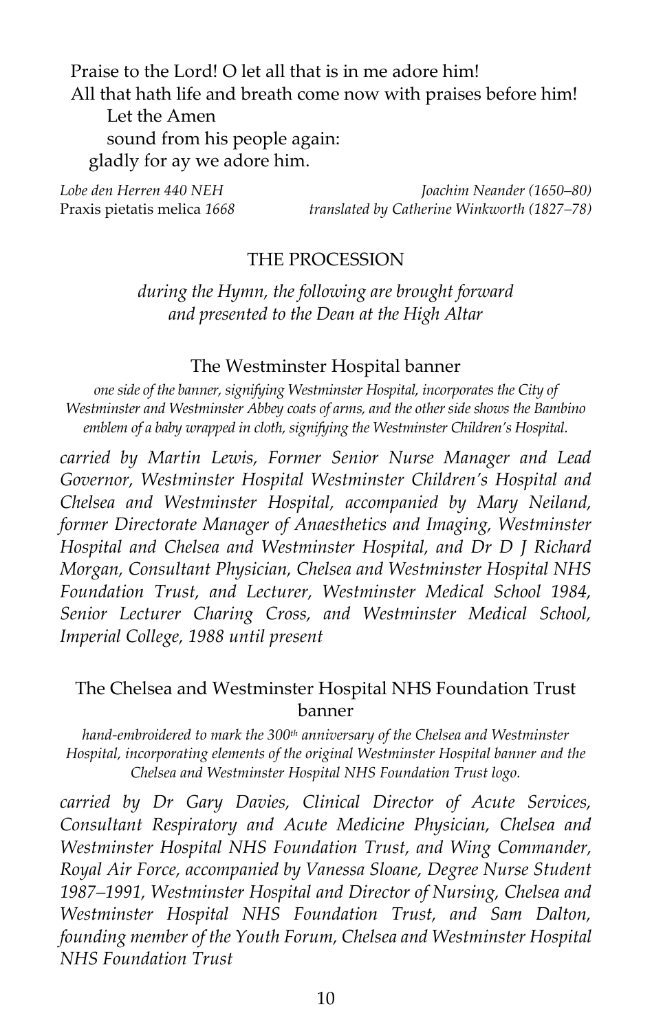Praise to the Lord! O let all that is in me adore him!
All that hath life and breath come now with praises before him!
Let the Amen
sound from his people again:
gladly for ay we adore him.

*Lobe den Herren 440 NEH* *Joachim Neander (1650–80)*
Praxis pietatis melica *1668* *translated by Catherine Winkworth (1827–78)*

## THE PROCESSION

*during the Hymn, the following are brought forward and presented to the Dean at the High Altar*

### The Westminster Hospital banner

*one side of the banner, signifying Westminster Hospital, incorporates the City of Westminster and Westminster Abbey coats of arms, and the other side shows the Bambino emblem of a baby wrapped in cloth, signifying the Westminster Children's Hospital.*

*carried by Martin Lewis, Former Senior Nurse Manager and Lead Governor, Westminster Hospital Westminster Children's Hospital and Chelsea and Westminster Hospital, accompanied by Mary Neiland, former Directorate Manager of Anaesthetics and Imaging, Westminster Hospital and Chelsea and Westminster Hospital, and Dr D J Richard Morgan, Consultant Physician, Chelsea and Westminster Hospital NHS Foundation Trust, and Lecturer, Westminster Medical School 1984, Senior Lecturer Charing Cross, and Westminster Medical School, Imperial College, 1988 until present*

### The Chelsea and Westminster Hospital NHS Foundation Trust banner

*hand-embroidered to mark the 300th anniversary of the Chelsea and Westminster Hospital, incorporating elements of the original Westminster Hospital banner and the Chelsea and Westminster Hospital NHS Foundation Trust logo.*

*carried by Dr Gary Davies, Clinical Director of Acute Services, Consultant Respiratory and Acute Medicine Physician, Chelsea and Westminster Hospital NHS Foundation Trust, and Wing Commander, Royal Air Force, accompanied by Vanessa Sloane, Degree Nurse Student 1987–1991, Westminster Hospital and Director of Nursing, Chelsea and Westminster Hospital NHS Foundation Trust, and Sam Dalton, founding member of the Youth Forum, Chelsea and Westminster Hospital NHS Foundation Trust*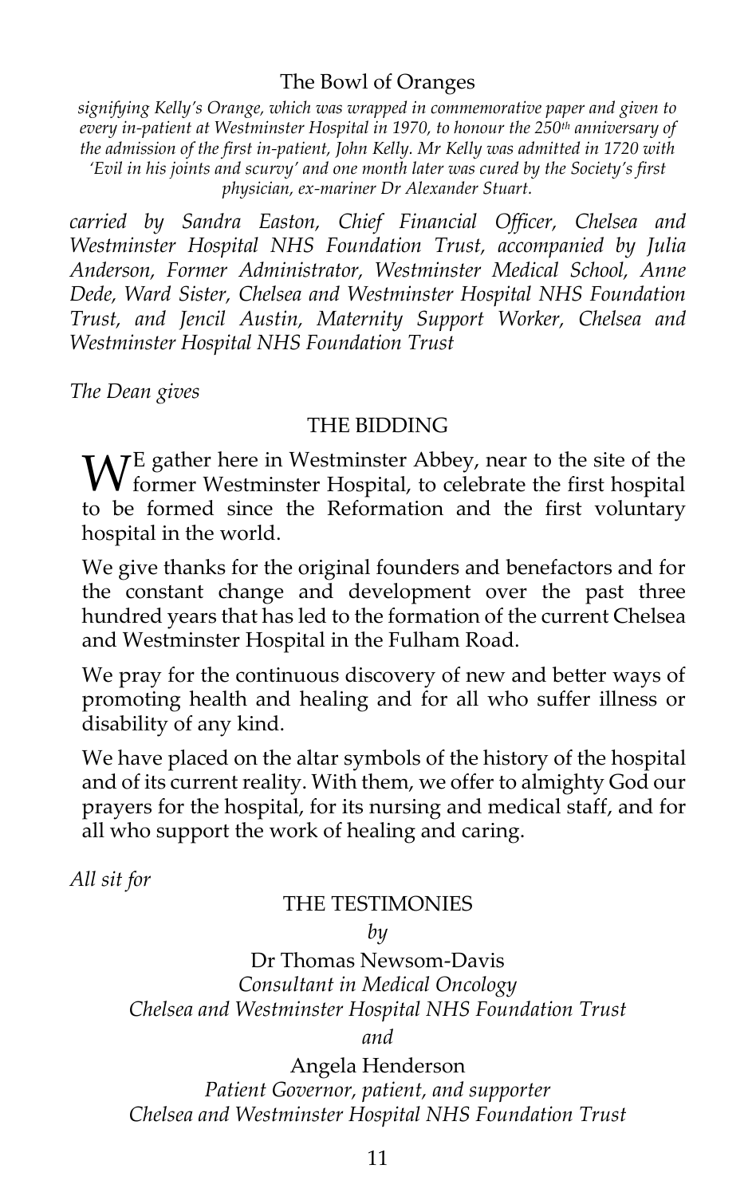The Bowl of Oranges

*signifying Kelly's Orange, which was wrapped in commemorative paper and given to every in-patient at Westminster Hospital in 1970, to honour the 250th anniversary of the admission of the first in-patient, John Kelly. Mr Kelly was admitted in 1720 with 'Evil in his joints and scurvy' and one month later was cured by the Society's first physician, ex-mariner Dr Alexander Stuart.*

*carried by Sandra Easton, Chief Financial Officer, Chelsea and Westminster Hospital NHS Foundation Trust, accompanied by Julia Anderson, Former Administrator, Westminster Medical School, Anne Dede, Ward Sister, Chelsea and Westminster Hospital NHS Foundation Trust, and Jencil Austin, Maternity Support Worker, Chelsea and Westminster Hospital NHS Foundation Trust*

*The Dean gives*

## THE BIDDING

WE gather here in Westminster Abbey, near to the site of the former Westminster Hospital, to celebrate the first hospital to be formed since the Reformation and the first voluntary hospital in the world.

We give thanks for the original founders and benefactors and for the constant change and development over the past three hundred years that has led to the formation of the current Chelsea and Westminster Hospital in the Fulham Road.

We pray for the continuous discovery of new and better ways of promoting health and healing and for all who suffer illness or disability of any kind.

We have placed on the altar symbols of the history of the hospital and of its current reality. With them, we offer to almighty God our prayers for the hospital, for its nursing and medical staff, and for all who support the work of healing and caring.

*All sit for*

## THE TESTIMONIES

*by*

Dr Thomas Newsom-Davis
*Consultant in Medical Oncology*
*Chelsea and Westminster Hospital NHS Foundation Trust*

*and*

Angela Henderson
*Patient Governor, patient, and supporter*
*Chelsea and Westminster Hospital NHS Foundation Trust*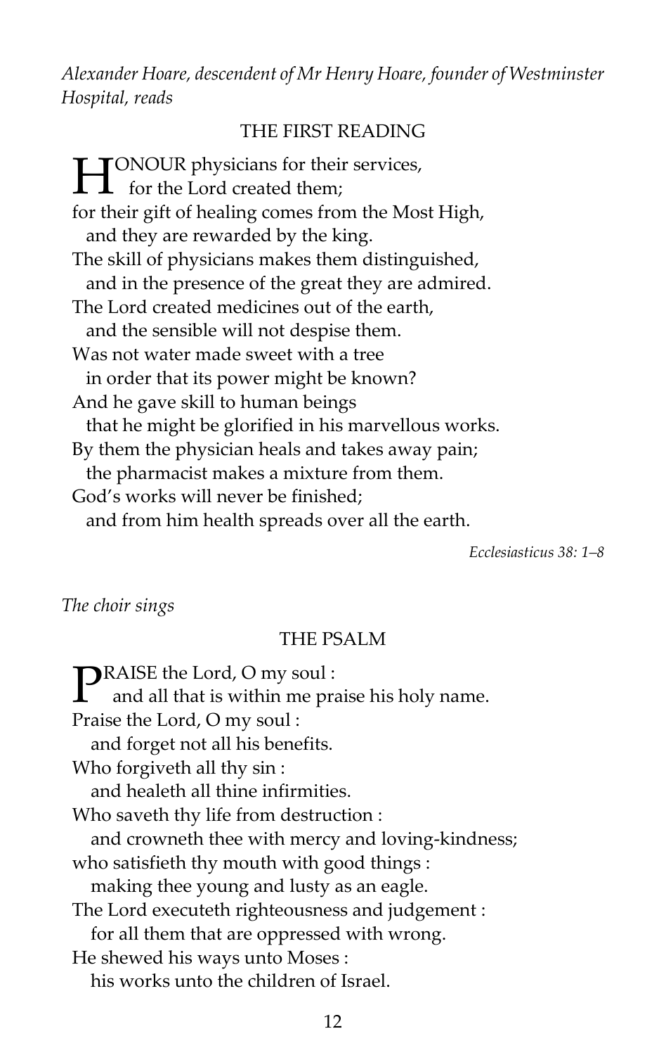*Alexander Hoare, descendent of Mr Henry Hoare, founder of Westminster Hospital, reads*

## THE FIRST READING

HONOUR physicians for their services,
  for the Lord created them;
for their gift of healing comes from the Most High,
  and they are rewarded by the king.
The skill of physicians makes them distinguished,
  and in the presence of the great they are admired.
The Lord created medicines out of the earth,
  and the sensible will not despise them.
Was not water made sweet with a tree
  in order that its power might be known?
And he gave skill to human beings
  that he might be glorified in his marvellous works.
By them the physician heals and takes away pain;
  the pharmacist makes a mixture from them.
God's works will never be finished;
  and from him health spreads over all the earth.

*Ecclesiasticus 38: 1–8*

*The choir sings*

## THE PSALM

PRAISE the Lord, O my soul :
  and all that is within me praise his holy name.
Praise the Lord, O my soul :
  and forget not all his benefits.
Who forgiveth all thy sin :
  and healeth all thine infirmities.
Who saveth thy life from destruction :
  and crowneth thee with mercy and loving-kindness;
who satisfieth thy mouth with good things :
  making thee young and lusty as an eagle.
The Lord executeth righteousness and judgement :
  for all them that are oppressed with wrong.
He shewed his ways unto Moses :
  his works unto the children of Israel.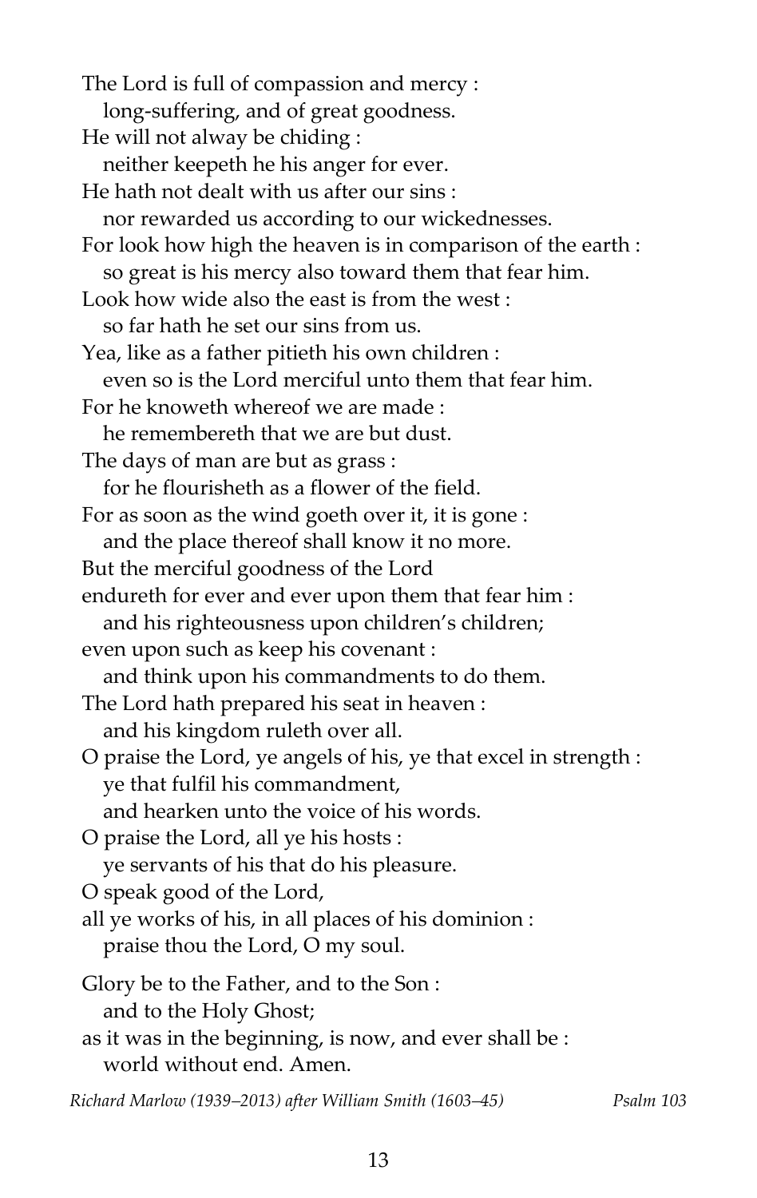The Lord is full of compassion and mercy :  
   long-suffering, and of great goodness.  
He will not alway be chiding :  
   neither keepeth he his anger for ever.  
He hath not dealt with us after our sins :  
   nor rewarded us according to our wickednesses.  
For look how high the heaven is in comparison of the earth :  
   so great is his mercy also toward them that fear him.  
Look how wide also the east is from the west :  
   so far hath he set our sins from us.  
Yea, like as a father pitieth his own children :  
   even so is the Lord merciful unto them that fear him.  
For he knoweth whereof we are made :  
   he remembereth that we are but dust.  
The days of man are but as grass :  
   for he flourisheth as a flower of the field.  
For as soon as the wind goeth over it, it is gone :  
   and the place thereof shall know it no more.  
But the merciful goodness of the Lord  
endureth for ever and ever upon them that fear him :  
   and his righteousness upon children's children;  
even upon such as keep his covenant :  
   and think upon his commandments to do them.  
The Lord hath prepared his seat in heaven :  
   and his kingdom ruleth over all.  
O praise the Lord, ye angels of his, ye that excel in strength :  
   ye that fulfil his commandment,  
   and hearken unto the voice of his words.  
O praise the Lord, all ye his hosts :  
   ye servants of his that do his pleasure.  
O speak good of the Lord,  
all ye works of his, in all places of his dominion :  
   praise thou the Lord, O my soul.

Glory be to the Father, and to the Son :  
   and to the Holy Ghost;  
as it was in the beginning, is now, and ever shall be :  
   world without end. Amen.

*Richard Marlow (1939–2013) after William Smith (1603–45)* *Psalm 103*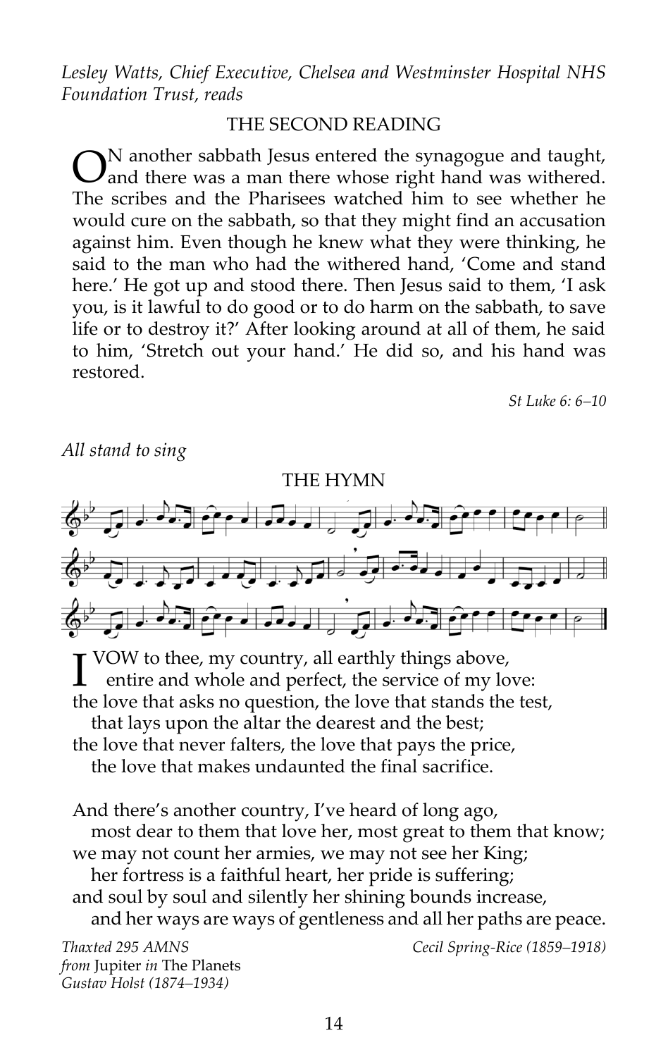*Lesley Watts, Chief Executive, Chelsea and Westminster Hospital NHS Foundation Trust, reads*

## THE SECOND READING

ON another sabbath Jesus entered the synagogue and taught, and there was a man there whose right hand was withered. The scribes and the Pharisees watched him to see whether he would cure on the sabbath, so that they might find an accusation against him. Even though he knew what they were thinking, he said to the man who had the withered hand, 'Come and stand here.' He got up and stood there. Then Jesus said to them, 'I ask you, is it lawful to do good or to do harm on the sabbath, to save life or to destroy it?' After looking around at all of them, he said to him, 'Stretch out your hand.' He did so, and his hand was restored.

*St Luke 6: 6–10*

*All stand to sing*

## THE HYMN

I VOW to thee, my country, all earthly things above,  
entire and whole and perfect, the service of my love:  
the love that asks no question, the love that stands the test,  
that lays upon the altar the dearest and the best;  
the love that never falters, the love that pays the price,  
the love that makes undaunted the final sacrifice.

And there's another country, I've heard of long ago,  
most dear to them that love her, most great to them that know;  
we may not count her armies, we may not see her King;  
her fortress is a faithful heart, her pride is suffering;  
and soul by soul and silently her shining bounds increase,  
and her ways are ways of gentleness and all her paths are peace.

*Thaxted 295 AMNS*  
*from* Jupiter *in* The Planets  
*Gustav Holst (1874–1934)*

*Cecil Spring-Rice (1859–1918)*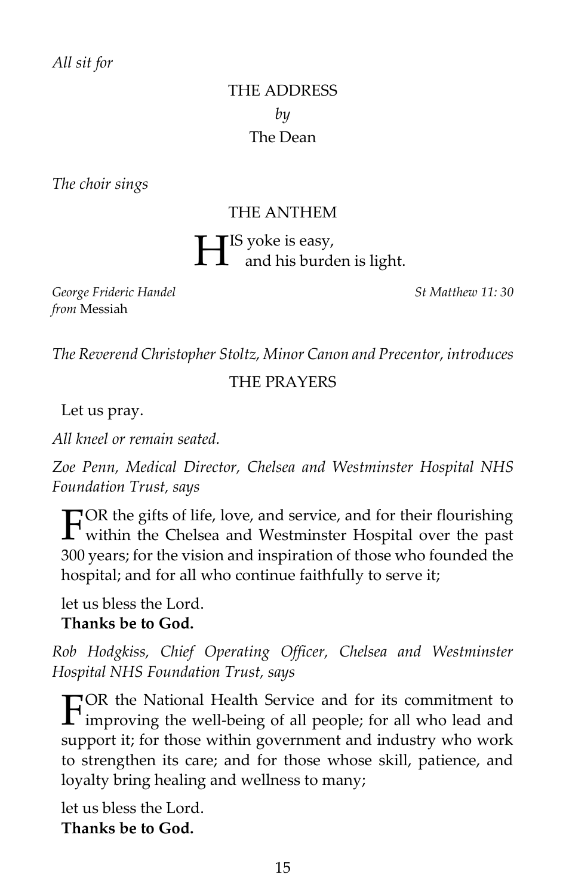*All sit for*

## THE ADDRESS

*by*

The Dean

*The choir sings*

## THE ANTHEM

HIS yoke is easy,
and his burden is light.

*George Frideric Handel*
*from* Messiah

*St Matthew 11: 30*

*The Reverend Christopher Stoltz, Minor Canon and Precentor, introduces*

## THE PRAYERS

Let us pray.

*All kneel or remain seated.*

*Zoe Penn, Medical Director, Chelsea and Westminster Hospital NHS Foundation Trust, says*

FOR the gifts of life, love, and service, and for their flourishing within the Chelsea and Westminster Hospital over the past 300 years; for the vision and inspiration of those who founded the hospital; and for all who continue faithfully to serve it;

let us bless the Lord.
**Thanks be to God.**

*Rob Hodgkiss, Chief Operating Officer, Chelsea and Westminster Hospital NHS Foundation Trust, says*

FOR the National Health Service and for its commitment to improving the well-being of all people; for all who lead and support it; for those within government and industry who work to strengthen its care; and for those whose skill, patience, and loyalty bring healing and wellness to many;

let us bless the Lord.
**Thanks be to God.**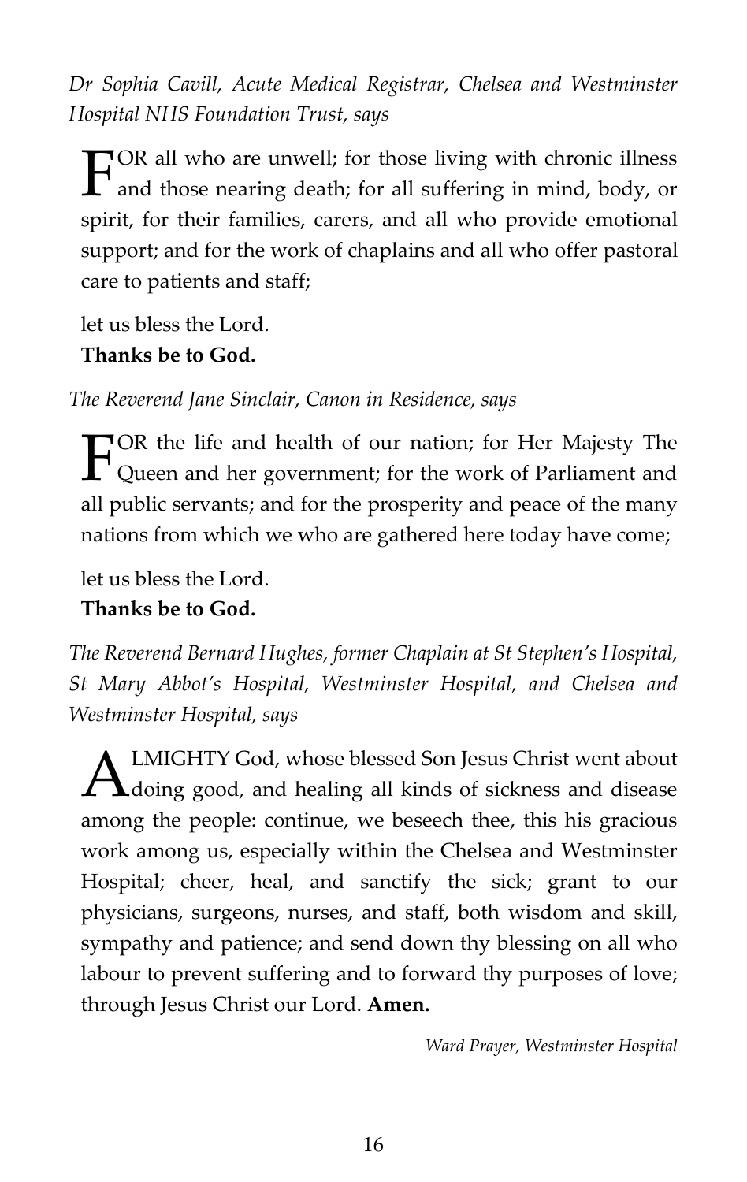*Dr Sophia Cavill, Acute Medical Registrar, Chelsea and Westminster Hospital NHS Foundation Trust, says*

FOR all who are unwell; for those living with chronic illness and those nearing death; for all suffering in mind, body, or spirit, for their families, carers, and all who provide emotional support; and for the work of chaplains and all who offer pastoral care to patients and staff;

let us bless the Lord.
**Thanks be to God.**

*The Reverend Jane Sinclair, Canon in Residence, says*

FOR the life and health of our nation; for Her Majesty The Queen and her government; for the work of Parliament and all public servants; and for the prosperity and peace of the many nations from which we who are gathered here today have come;

let us bless the Lord.
**Thanks be to God.**

*The Reverend Bernard Hughes, former Chaplain at St Stephen's Hospital, St Mary Abbot's Hospital, Westminster Hospital, and Chelsea and Westminster Hospital, says*

ALMIGHTY God, whose blessed Son Jesus Christ went about doing good, and healing all kinds of sickness and disease among the people: continue, we beseech thee, this his gracious work among us, especially within the Chelsea and Westminster Hospital; cheer, heal, and sanctify the sick; grant to our physicians, surgeons, nurses, and staff, both wisdom and skill, sympathy and patience; and send down thy blessing on all who labour to prevent suffering and to forward thy purposes of love; through Jesus Christ our Lord. **Amen.**

*Ward Prayer, Westminster Hospital*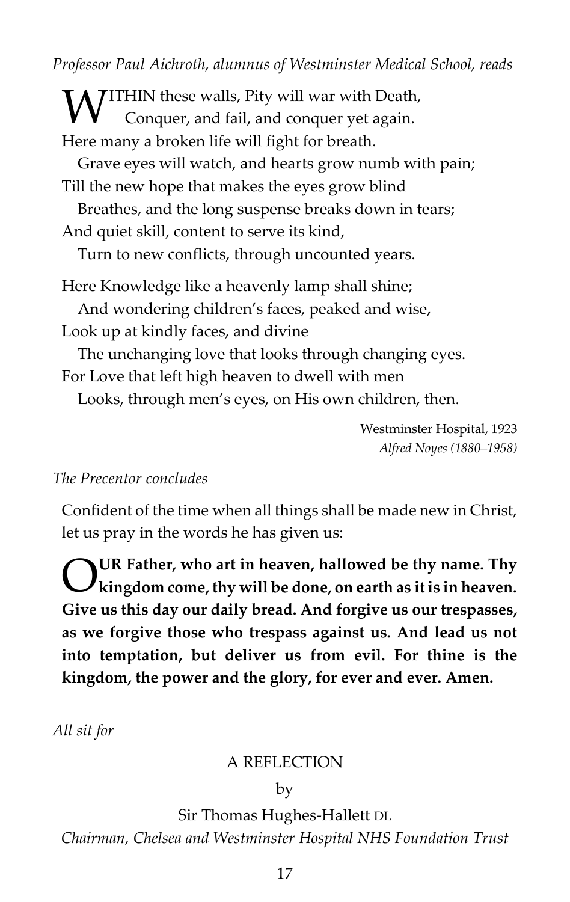*Professor Paul Aichroth, alumnus of Westminster Medical School, reads*

WITHIN these walls, Pity will war with Death,
  Conquer, and fail, and conquer yet again.
Here many a broken life will fight for breath.
  Grave eyes will watch, and hearts grow numb with pain;
Till the new hope that makes the eyes grow blind
  Breathes, and the long suspense breaks down in tears;
And quiet skill, content to serve its kind,
  Turn to new conflicts, through uncounted years.

Here Knowledge like a heavenly lamp shall shine;
  And wondering children's faces, peaked and wise,
Look up at kindly faces, and divine
  The unchanging love that looks through changing eyes.
For Love that left high heaven to dwell with men
  Looks, through men's eyes, on His own children, then.

Westminster Hospital, 1923
*Alfred Noyes (1880–1958)*

*The Precentor concludes*

Confident of the time when all things shall be made new in Christ, let us pray in the words he has given us:

**OUR Father, who art in heaven, hallowed be thy name. Thy kingdom come, thy will be done, on earth as it is in heaven. Give us this day our daily bread. And forgive us our trespasses, as we forgive those who trespass against us. And lead us not into temptation, but deliver us from evil. For thine is the kingdom, the power and the glory, for ever and ever. Amen.**

*All sit for*

A REFLECTION

by

Sir Thomas Hughes-Hallett DL

*Chairman, Chelsea and Westminster Hospital NHS Foundation Trust*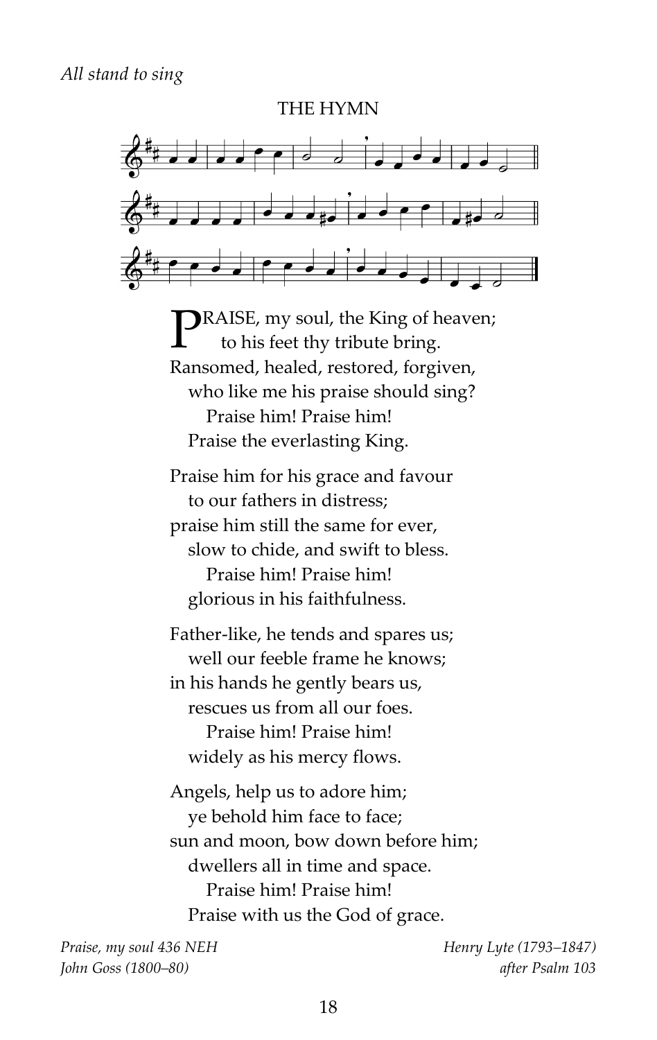*All stand to sing*

## THE HYMN

PRAISE, my soul, the King of heaven;
  to his feet thy tribute bring.
Ransomed, healed, restored, forgiven,
  who like me his praise should sing?
    Praise him! Praise him!
  Praise the everlasting King.

Praise him for his grace and favour
  to our fathers in distress;
praise him still the same for ever,
  slow to chide, and swift to bless.
    Praise him! Praise him!
  glorious in his faithfulness.

Father-like, he tends and spares us;
  well our feeble frame he knows;
in his hands he gently bears us,
  rescues us from all our foes.
    Praise him! Praise him!
  widely as his mercy flows.

Angels, help us to adore him;
  ye behold him face to face;
sun and moon, bow down before him;
  dwellers all in time and space.
    Praise him! Praise him!
  Praise with us the God of grace.

*Praise, my soul 436 NEH*
*John Goss (1800–80)*

*Henry Lyte (1793–1847)*
*after Psalm 103*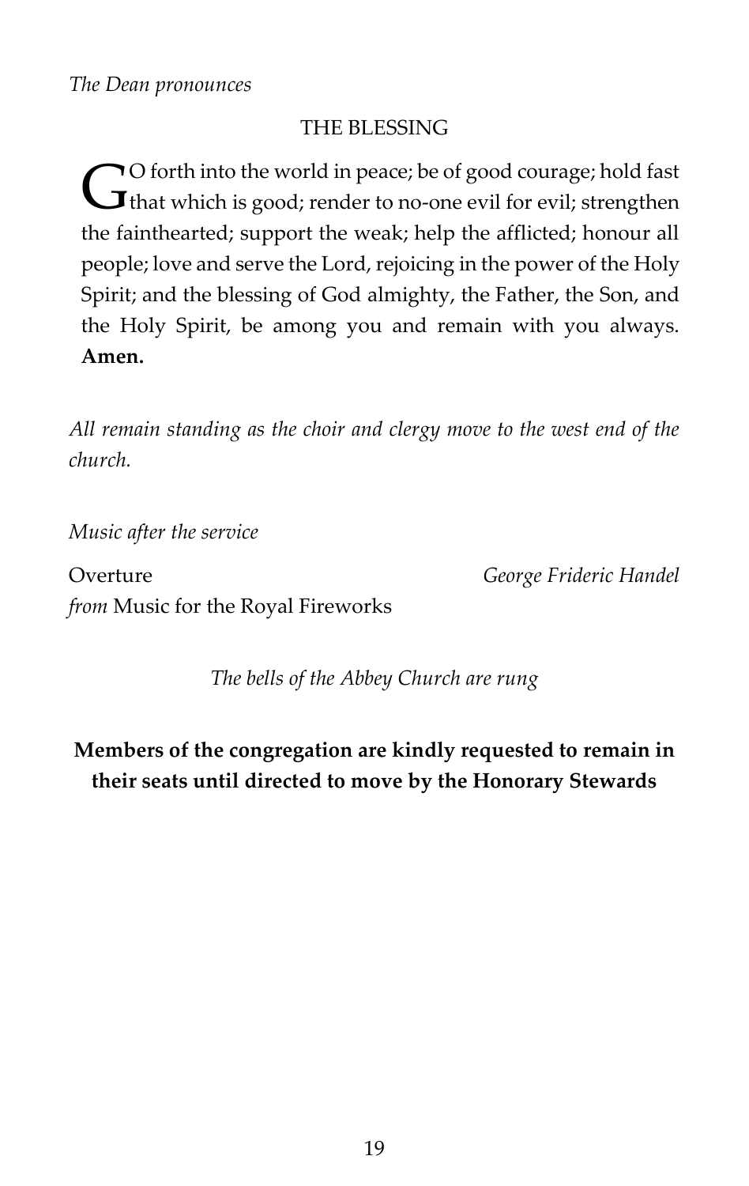*The Dean pronounces*

## THE BLESSING

GO forth into the world in peace; be of good courage; hold fast that which is good; render to no-one evil for evil; strengthen the fainthearted; support the weak; help the afflicted; honour all people; love and serve the Lord, rejoicing in the power of the Holy Spirit; and the blessing of God almighty, the Father, the Son, and the Holy Spirit, be among you and remain with you always. **Amen.**

*All remain standing as the choir and clergy move to the west end of the church.*

*Music after the service*

Overture *George Frideric Handel*
*from* Music for the Royal Fireworks

*The bells of the Abbey Church are rung*

**Members of the congregation are kindly requested to remain in their seats until directed to move by the Honorary Stewards**